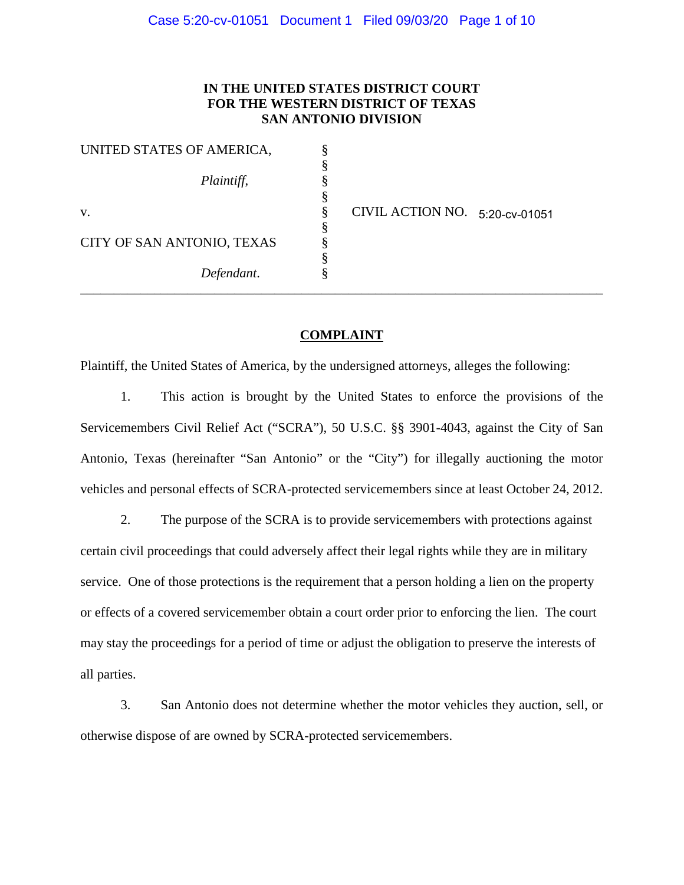**IN THE UNITED STATES DISTRICT COURT**
**FOR THE WESTERN DISTRICT OF TEXAS**
**SAN ANTONIO DIVISION**

| | | |
|---|---|---|
| UNITED STATES OF AMERICA, | § | |
| | § | |
| *Plaintiff*, | § | |
| | § | |
| v. | § | CIVIL ACTION NO. 5:20-cv-01051 |
| | § | |
| CITY OF SAN ANTONIO, TEXAS | § | |
| | § | |
| *Defendant*. | § | |

---

## COMPLAINT

Plaintiff, the United States of America, by the undersigned attorneys, alleges the following:

1. This action is brought by the United States to enforce the provisions of the Servicemembers Civil Relief Act ("SCRA"), 50 U.S.C. §§ 3901-4043, against the City of San Antonio, Texas (hereinafter "San Antonio" or the "City") for illegally auctioning the motor vehicles and personal effects of SCRA-protected servicemembers since at least October 24, 2012.

2. The purpose of the SCRA is to provide servicemembers with protections against certain civil proceedings that could adversely affect their legal rights while they are in military service. One of those protections is the requirement that a person holding a lien on the property or effects of a covered servicemember obtain a court order prior to enforcing the lien. The court may stay the proceedings for a period of time or adjust the obligation to preserve the interests of all parties.

3. San Antonio does not determine whether the motor vehicles they auction, sell, or otherwise dispose of are owned by SCRA-protected servicemembers.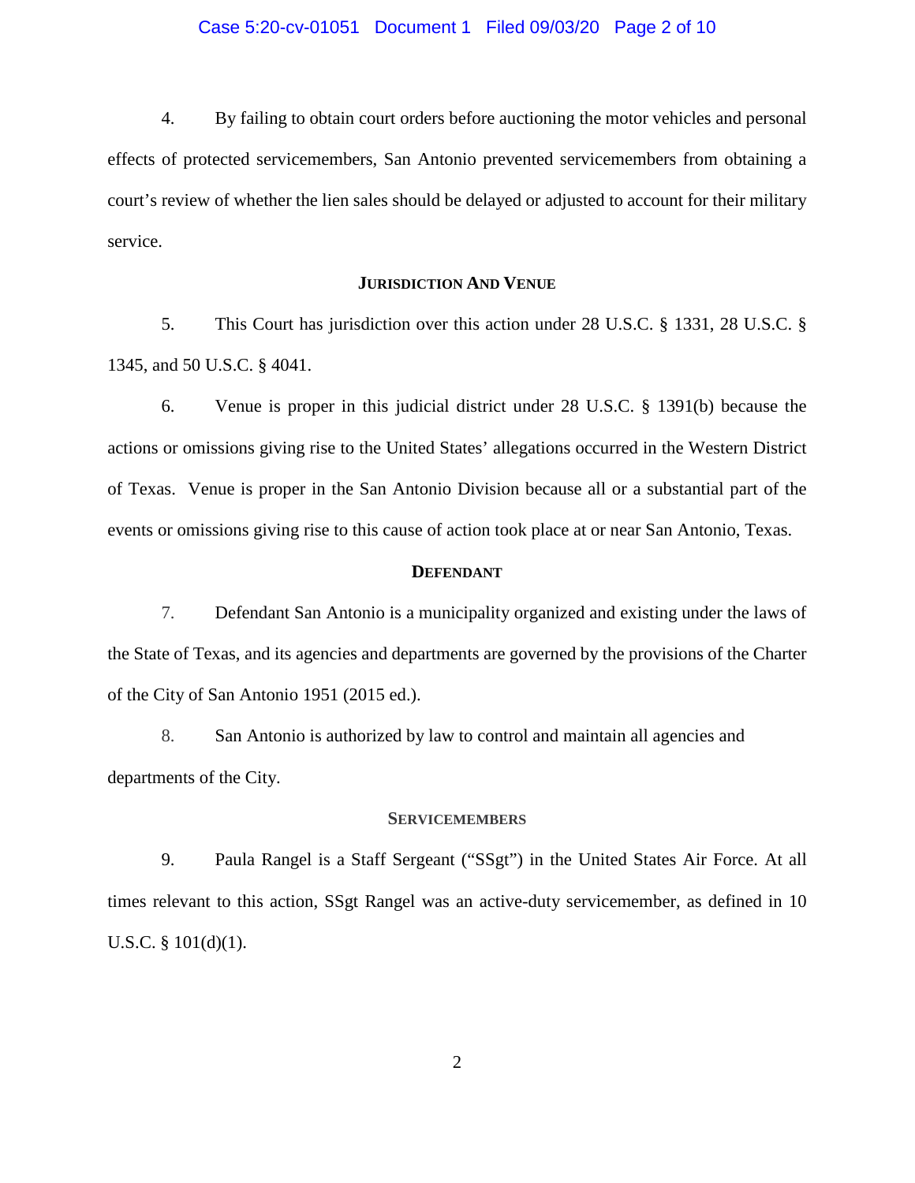4. By failing to obtain court orders before auctioning the motor vehicles and personal effects of protected servicemembers, San Antonio prevented servicemembers from obtaining a court's review of whether the lien sales should be delayed or adjusted to account for their military service.

## JURISDICTION AND VENUE

5. This Court has jurisdiction over this action under 28 U.S.C. § 1331, 28 U.S.C. § 1345, and 50 U.S.C. § 4041.

6. Venue is proper in this judicial district under 28 U.S.C. § 1391(b) because the actions or omissions giving rise to the United States' allegations occurred in the Western District of Texas. Venue is proper in the San Antonio Division because all or a substantial part of the events or omissions giving rise to this cause of action took place at or near San Antonio, Texas.

## DEFENDANT

7. Defendant San Antonio is a municipality organized and existing under the laws of the State of Texas, and its agencies and departments are governed by the provisions of the Charter of the City of San Antonio 1951 (2015 ed.).

8. San Antonio is authorized by law to control and maintain all agencies and departments of the City.

## SERVICEMEMBERS

9. Paula Rangel is a Staff Sergeant ("SSgt") in the United States Air Force. At all times relevant to this action, SSgt Rangel was an active-duty servicemember, as defined in 10 U.S.C. § 101(d)(1).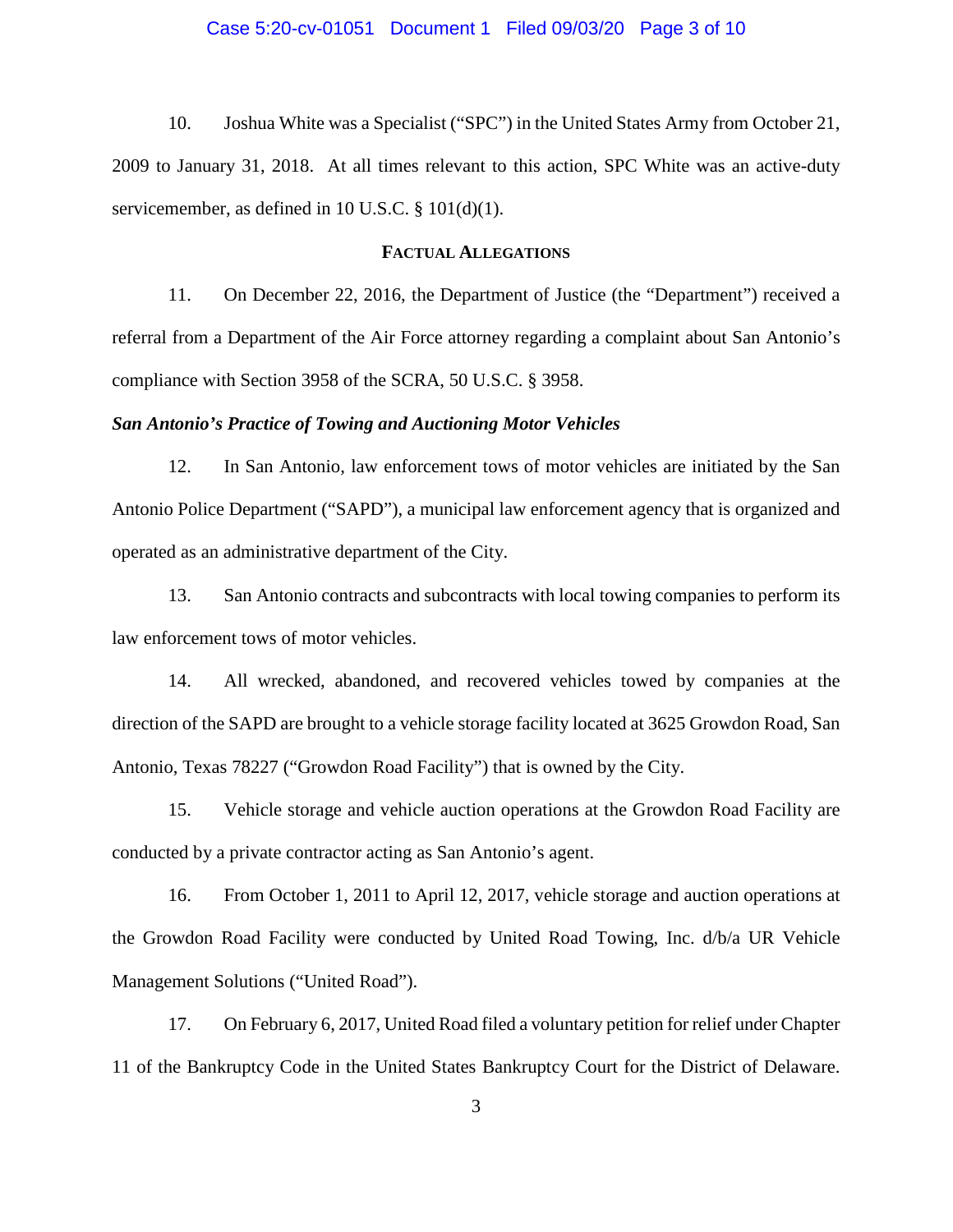10. Joshua White was a Specialist ("SPC") in the United States Army from October 21, 2009 to January 31, 2018. At all times relevant to this action, SPC White was an active-duty servicemember, as defined in 10 U.S.C. § 101(d)(1).

## FACTUAL ALLEGATIONS

11. On December 22, 2016, the Department of Justice (the "Department") received a referral from a Department of the Air Force attorney regarding a complaint about San Antonio's compliance with Section 3958 of the SCRA, 50 U.S.C. § 3958.

***San Antonio's Practice of Towing and Auctioning Motor Vehicles***

12. In San Antonio, law enforcement tows of motor vehicles are initiated by the San Antonio Police Department ("SAPD"), a municipal law enforcement agency that is organized and operated as an administrative department of the City.

13. San Antonio contracts and subcontracts with local towing companies to perform its law enforcement tows of motor vehicles.

14. All wrecked, abandoned, and recovered vehicles towed by companies at the direction of the SAPD are brought to a vehicle storage facility located at 3625 Growdon Road, San Antonio, Texas 78227 ("Growdon Road Facility") that is owned by the City.

15. Vehicle storage and vehicle auction operations at the Growdon Road Facility are conducted by a private contractor acting as San Antonio's agent.

16. From October 1, 2011 to April 12, 2017, vehicle storage and auction operations at the Growdon Road Facility were conducted by United Road Towing, Inc. d/b/a UR Vehicle Management Solutions ("United Road").

17. On February 6, 2017, United Road filed a voluntary petition for relief under Chapter 11 of the Bankruptcy Code in the United States Bankruptcy Court for the District of Delaware.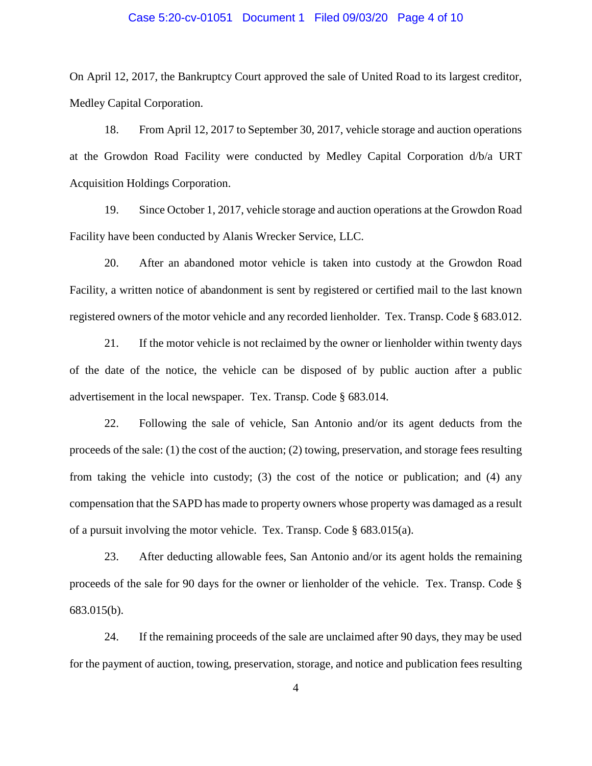On April 12, 2017, the Bankruptcy Court approved the sale of United Road to its largest creditor, Medley Capital Corporation.

18. From April 12, 2017 to September 30, 2017, vehicle storage and auction operations at the Growdon Road Facility were conducted by Medley Capital Corporation d/b/a URT Acquisition Holdings Corporation.

19. Since October 1, 2017, vehicle storage and auction operations at the Growdon Road Facility have been conducted by Alanis Wrecker Service, LLC.

20. After an abandoned motor vehicle is taken into custody at the Growdon Road Facility, a written notice of abandonment is sent by registered or certified mail to the last known registered owners of the motor vehicle and any recorded lienholder. Tex. Transp. Code § 683.012.

21. If the motor vehicle is not reclaimed by the owner or lienholder within twenty days of the date of the notice, the vehicle can be disposed of by public auction after a public advertisement in the local newspaper. Tex. Transp. Code § 683.014.

22. Following the sale of vehicle, San Antonio and/or its agent deducts from the proceeds of the sale: (1) the cost of the auction; (2) towing, preservation, and storage fees resulting from taking the vehicle into custody; (3) the cost of the notice or publication; and (4) any compensation that the SAPD has made to property owners whose property was damaged as a result of a pursuit involving the motor vehicle. Tex. Transp. Code § 683.015(a).

23. After deducting allowable fees, San Antonio and/or its agent holds the remaining proceeds of the sale for 90 days for the owner or lienholder of the vehicle. Tex. Transp. Code § 683.015(b).

24. If the remaining proceeds of the sale are unclaimed after 90 days, they may be used for the payment of auction, towing, preservation, storage, and notice and publication fees resulting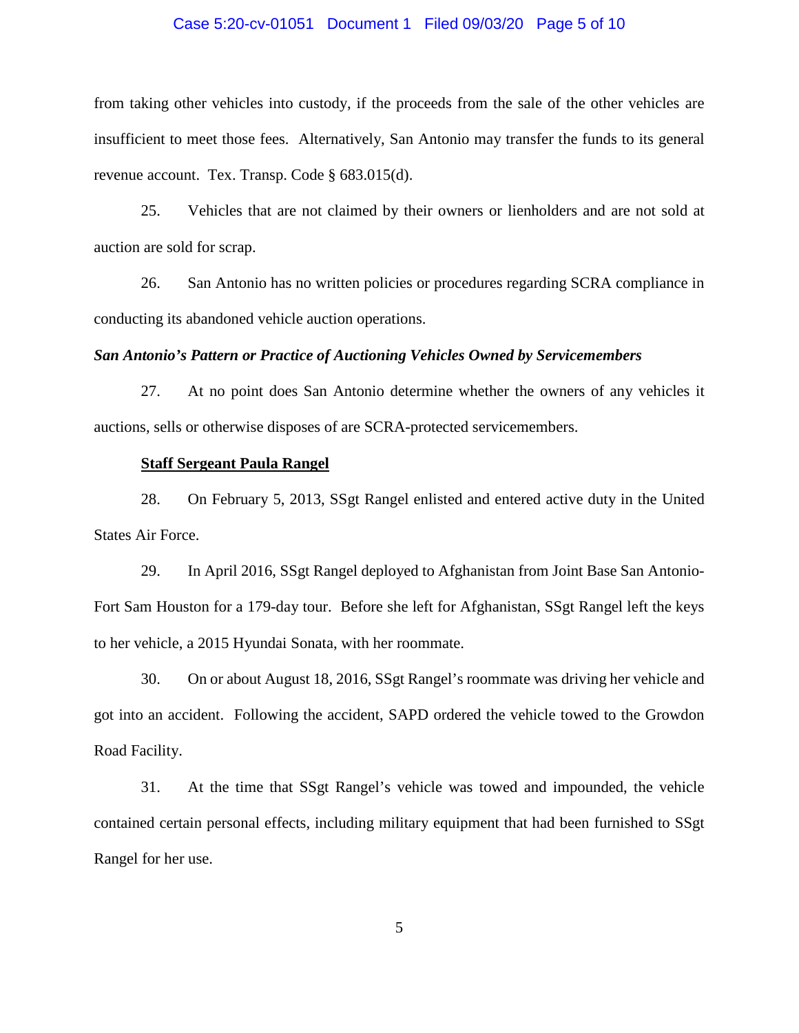from taking other vehicles into custody, if the proceeds from the sale of the other vehicles are insufficient to meet those fees. Alternatively, San Antonio may transfer the funds to its general revenue account. Tex. Transp. Code § 683.015(d).

25. Vehicles that are not claimed by their owners or lienholders and are not sold at auction are sold for scrap.

26. San Antonio has no written policies or procedures regarding SCRA compliance in conducting its abandoned vehicle auction operations.

***San Antonio's Pattern or Practice of Auctioning Vehicles Owned by Servicemembers***

27. At no point does San Antonio determine whether the owners of any vehicles it auctions, sells or otherwise disposes of are SCRA-protected servicemembers.

**Staff Sergeant Paula Rangel**

28. On February 5, 2013, SSgt Rangel enlisted and entered active duty in the United States Air Force.

29. In April 2016, SSgt Rangel deployed to Afghanistan from Joint Base San Antonio-Fort Sam Houston for a 179-day tour. Before she left for Afghanistan, SSgt Rangel left the keys to her vehicle, a 2015 Hyundai Sonata, with her roommate.

30. On or about August 18, 2016, SSgt Rangel's roommate was driving her vehicle and got into an accident. Following the accident, SAPD ordered the vehicle towed to the Growdon Road Facility.

31. At the time that SSgt Rangel's vehicle was towed and impounded, the vehicle contained certain personal effects, including military equipment that had been furnished to SSgt Rangel for her use.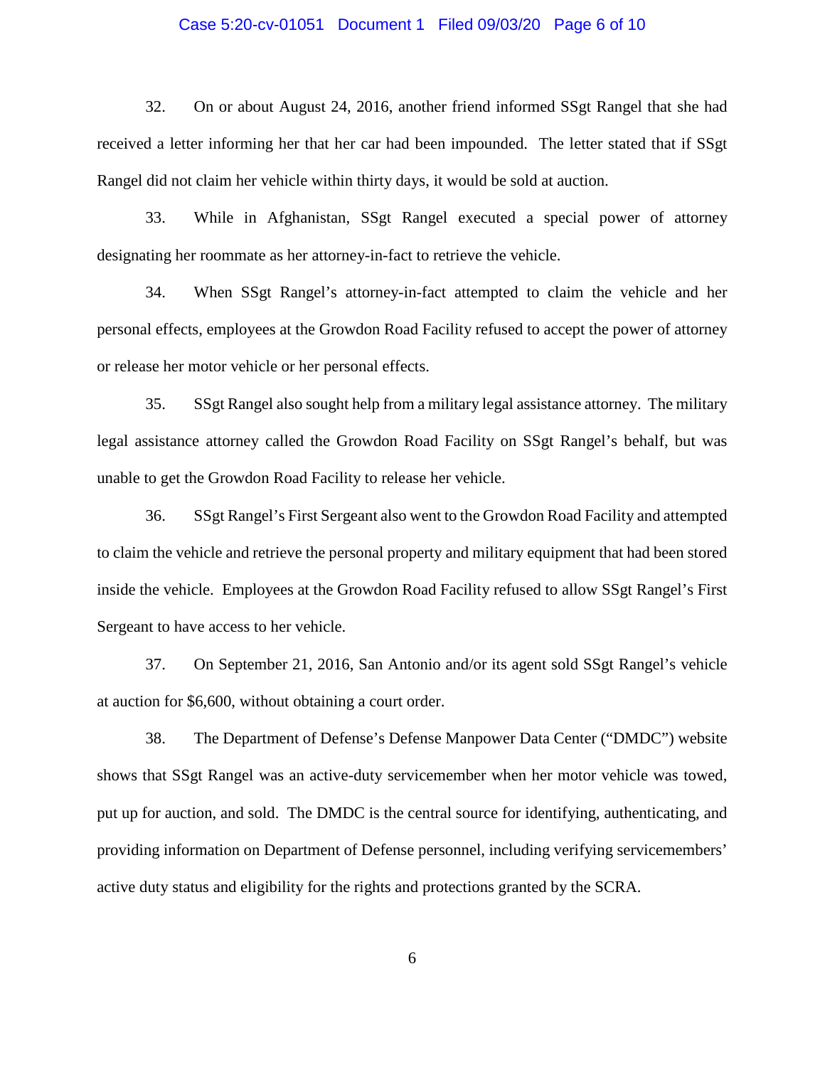32. On or about August 24, 2016, another friend informed SSgt Rangel that she had received a letter informing her that her car had been impounded. The letter stated that if SSgt Rangel did not claim her vehicle within thirty days, it would be sold at auction.

33. While in Afghanistan, SSgt Rangel executed a special power of attorney designating her roommate as her attorney-in-fact to retrieve the vehicle.

34. When SSgt Rangel's attorney-in-fact attempted to claim the vehicle and her personal effects, employees at the Growdon Road Facility refused to accept the power of attorney or release her motor vehicle or her personal effects.

35. SSgt Rangel also sought help from a military legal assistance attorney. The military legal assistance attorney called the Growdon Road Facility on SSgt Rangel's behalf, but was unable to get the Growdon Road Facility to release her vehicle.

36. SSgt Rangel's First Sergeant also went to the Growdon Road Facility and attempted to claim the vehicle and retrieve the personal property and military equipment that had been stored inside the vehicle. Employees at the Growdon Road Facility refused to allow SSgt Rangel's First Sergeant to have access to her vehicle.

37. On September 21, 2016, San Antonio and/or its agent sold SSgt Rangel's vehicle at auction for $6,600, without obtaining a court order.

38. The Department of Defense's Defense Manpower Data Center ("DMDC") website shows that SSgt Rangel was an active-duty servicemember when her motor vehicle was towed, put up for auction, and sold. The DMDC is the central source for identifying, authenticating, and providing information on Department of Defense personnel, including verifying servicemembers' active duty status and eligibility for the rights and protections granted by the SCRA.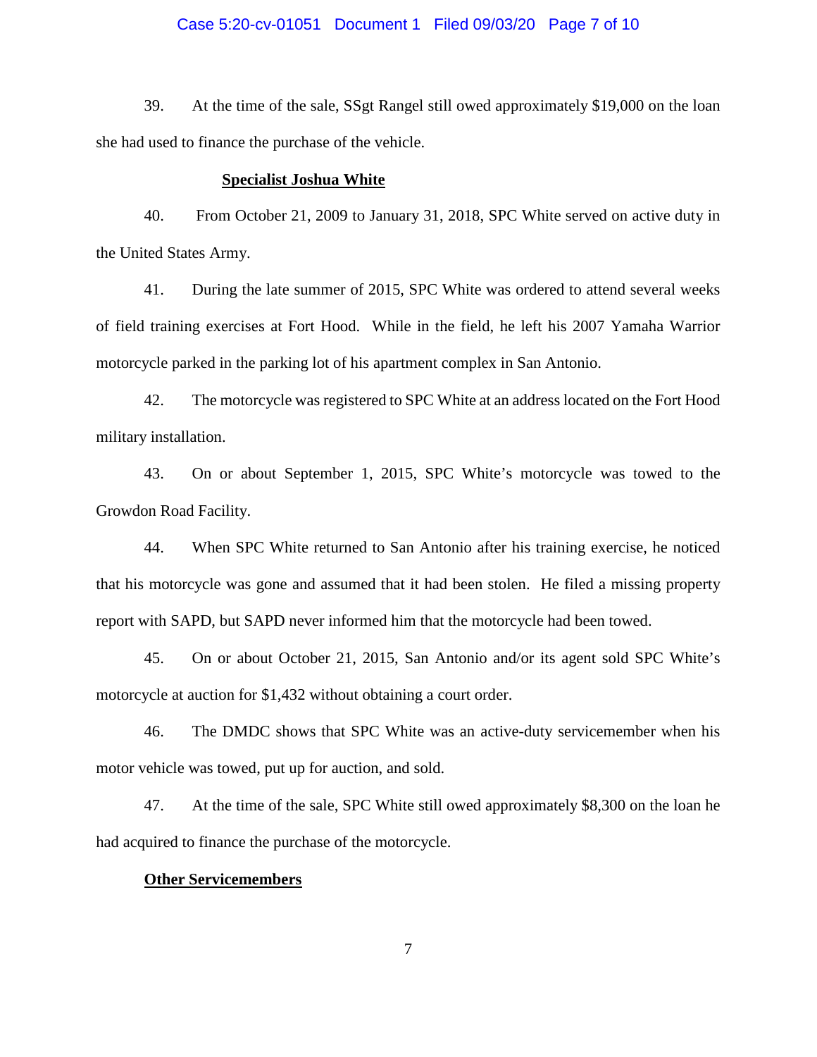39. At the time of the sale, SSgt Rangel still owed approximately $19,000 on the loan she had used to finance the purchase of the vehicle.

**Specialist Joshua White**

40. From October 21, 2009 to January 31, 2018, SPC White served on active duty in the United States Army.

41. During the late summer of 2015, SPC White was ordered to attend several weeks of field training exercises at Fort Hood. While in the field, he left his 2007 Yamaha Warrior motorcycle parked in the parking lot of his apartment complex in San Antonio.

42. The motorcycle was registered to SPC White at an address located on the Fort Hood military installation.

43. On or about September 1, 2015, SPC White's motorcycle was towed to the Growdon Road Facility.

44. When SPC White returned to San Antonio after his training exercise, he noticed that his motorcycle was gone and assumed that it had been stolen. He filed a missing property report with SAPD, but SAPD never informed him that the motorcycle had been towed.

45. On or about October 21, 2015, San Antonio and/or its agent sold SPC White's motorcycle at auction for $1,432 without obtaining a court order.

46. The DMDC shows that SPC White was an active-duty servicemember when his motor vehicle was towed, put up for auction, and sold.

47. At the time of the sale, SPC White still owed approximately $8,300 on the loan he had acquired to finance the purchase of the motorcycle.

**Other Servicemembers**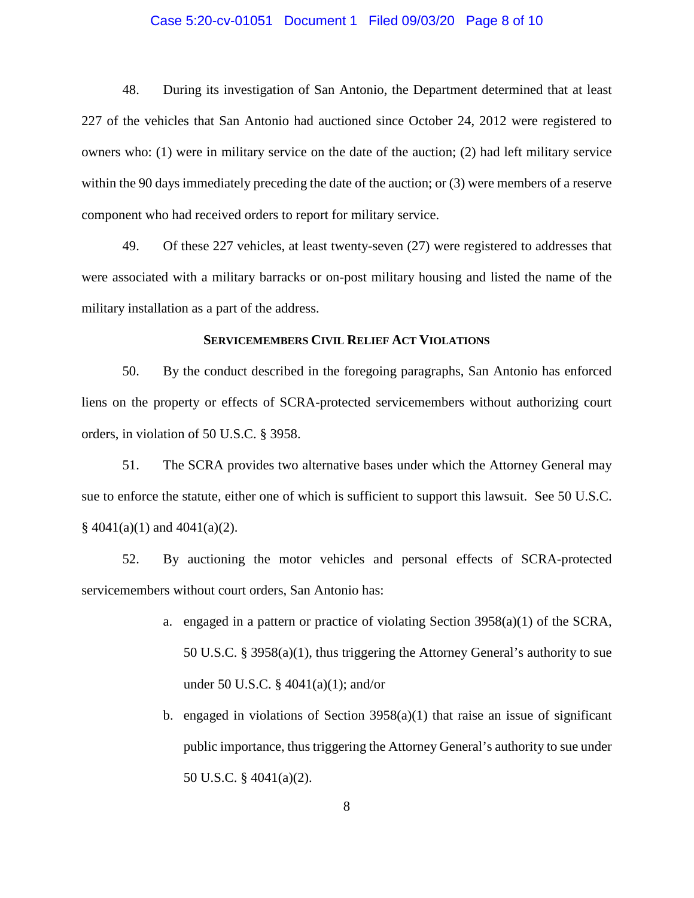48. During its investigation of San Antonio, the Department determined that at least 227 of the vehicles that San Antonio had auctioned since October 24, 2012 were registered to owners who: (1) were in military service on the date of the auction; (2) had left military service within the 90 days immediately preceding the date of the auction; or (3) were members of a reserve component who had received orders to report for military service.

49. Of these 227 vehicles, at least twenty-seven (27) were registered to addresses that were associated with a military barracks or on-post military housing and listed the name of the military installation as a part of the address.

## SERVICEMEMBERS CIVIL RELIEF ACT VIOLATIONS

50. By the conduct described in the foregoing paragraphs, San Antonio has enforced liens on the property or effects of SCRA-protected servicemembers without authorizing court orders, in violation of 50 U.S.C. § 3958.

51. The SCRA provides two alternative bases under which the Attorney General may sue to enforce the statute, either one of which is sufficient to support this lawsuit. See 50 U.S.C. § 4041(a)(1) and 4041(a)(2).

52. By auctioning the motor vehicles and personal effects of SCRA-protected servicemembers without court orders, San Antonio has:

a. engaged in a pattern or practice of violating Section 3958(a)(1) of the SCRA, 50 U.S.C. § 3958(a)(1), thus triggering the Attorney General's authority to sue under 50 U.S.C. § 4041(a)(1); and/or

b. engaged in violations of Section 3958(a)(1) that raise an issue of significant public importance, thus triggering the Attorney General's authority to sue under 50 U.S.C. § 4041(a)(2).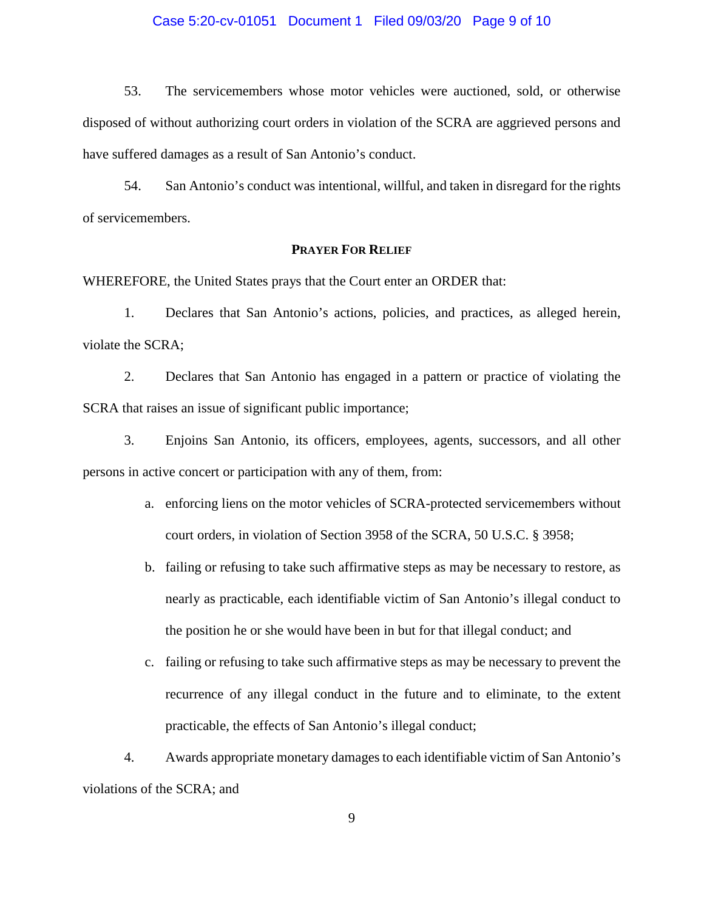53. The servicemembers whose motor vehicles were auctioned, sold, or otherwise disposed of without authorizing court orders in violation of the SCRA are aggrieved persons and have suffered damages as a result of San Antonio's conduct.

54. San Antonio's conduct was intentional, willful, and taken in disregard for the rights of servicemembers.

**PRAYER FOR RELIEF**

WHEREFORE, the United States prays that the Court enter an ORDER that:

1. Declares that San Antonio's actions, policies, and practices, as alleged herein, violate the SCRA;

2. Declares that San Antonio has engaged in a pattern or practice of violating the SCRA that raises an issue of significant public importance;

3. Enjoins San Antonio, its officers, employees, agents, successors, and all other persons in active concert or participation with any of them, from:

   a. enforcing liens on the motor vehicles of SCRA-protected servicemembers without court orders, in violation of Section 3958 of the SCRA, 50 U.S.C. § 3958;

   b. failing or refusing to take such affirmative steps as may be necessary to restore, as nearly as practicable, each identifiable victim of San Antonio's illegal conduct to the position he or she would have been in but for that illegal conduct; and

   c. failing or refusing to take such affirmative steps as may be necessary to prevent the recurrence of any illegal conduct in the future and to eliminate, to the extent practicable, the effects of San Antonio's illegal conduct;

4. Awards appropriate monetary damages to each identifiable victim of San Antonio's violations of the SCRA; and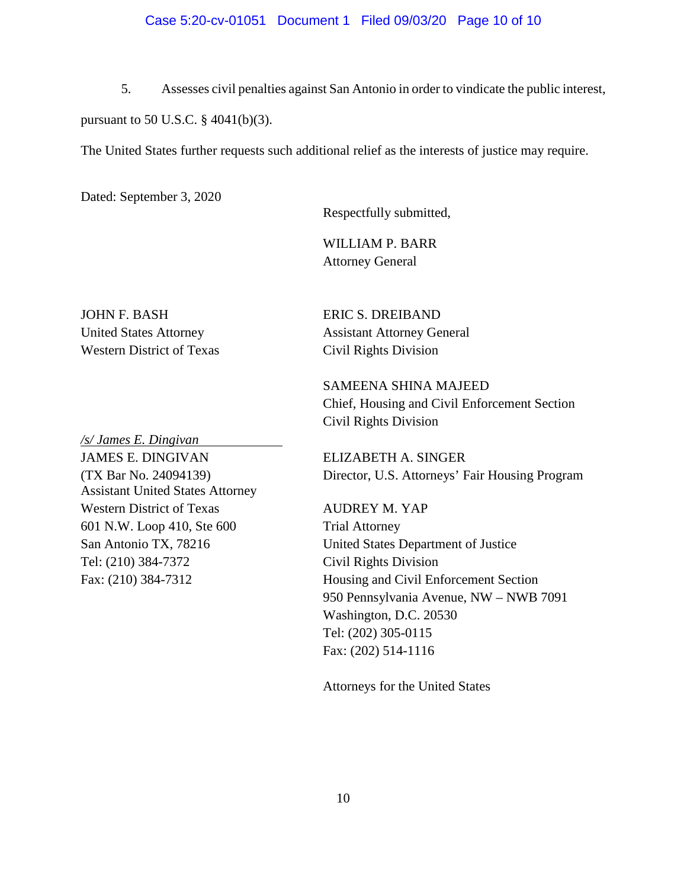5. Assesses civil penalties against San Antonio in order to vindicate the public interest, pursuant to 50 U.S.C. § 4041(b)(3).

The United States further requests such additional relief as the interests of justice may require.

Dated: September 3, 2020

Respectfully submitted,

WILLIAM P. BARR
Attorney General

JOHN F. BASH
United States Attorney
Western District of Texas

ERIC S. DREIBAND
Assistant Attorney General
Civil Rights Division

SAMEENA SHINA MAJEED
Chief, Housing and Civil Enforcement Section
Civil Rights Division

*/s/ James E. Dingivan*
JAMES E. DINGIVAN
(TX Bar No. 24094139)
Assistant United States Attorney
Western District of Texas
601 N.W. Loop 410, Ste 600
San Antonio TX, 78216
Tel: (210) 384-7372
Fax: (210) 384-7312

ELIZABETH A. SINGER
Director, U.S. Attorneys' Fair Housing Program

AUDREY M. YAP
Trial Attorney
United States Department of Justice
Civil Rights Division
Housing and Civil Enforcement Section
950 Pennsylvania Avenue, NW – NWB 7091
Washington, D.C. 20530
Tel: (202) 305-0115
Fax: (202) 514-1116

Attorneys for the United States